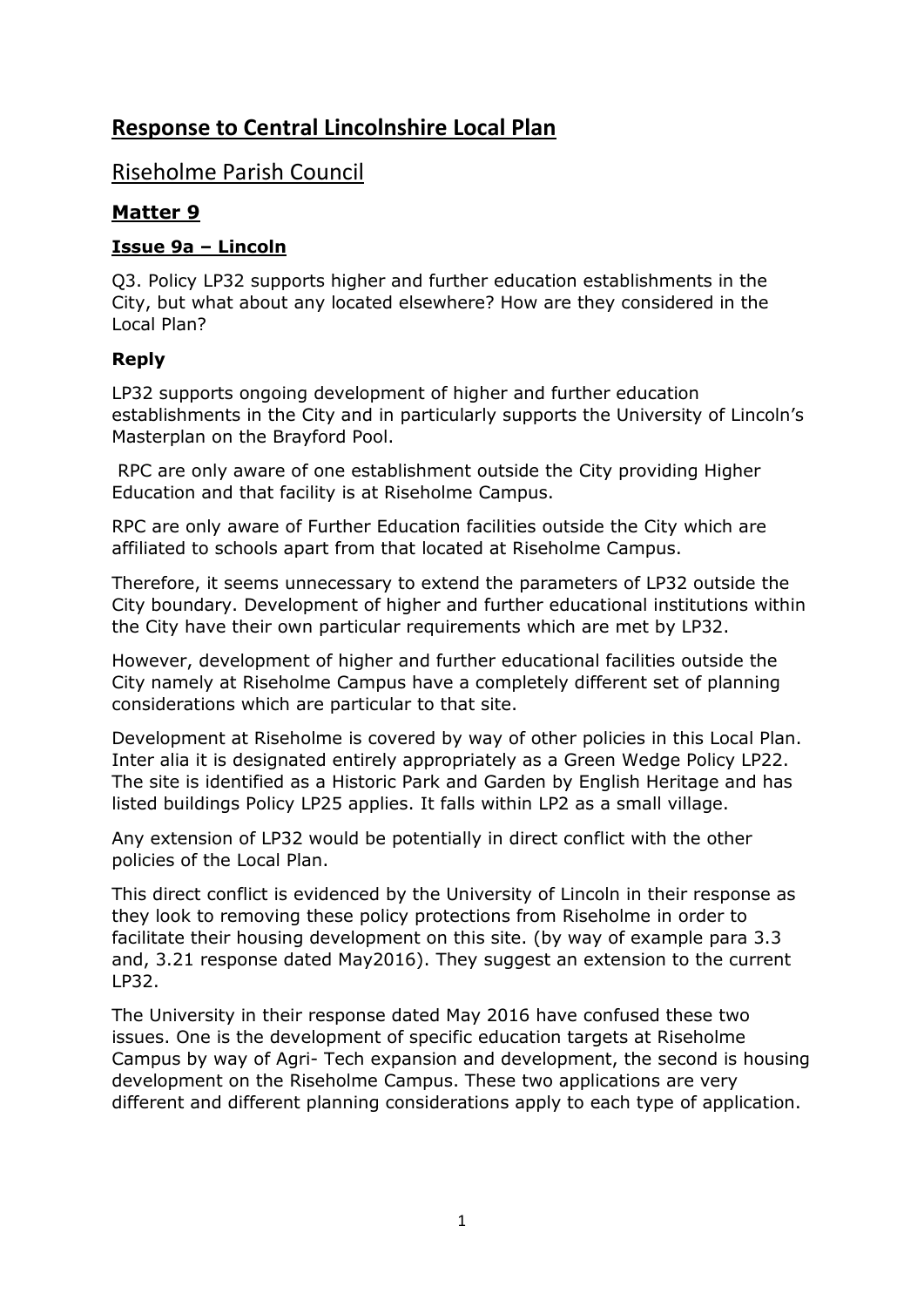# Response to Central Lincolnshire Local Plan

## Riseholme Parish Council

### Matter 9

#### Issue 9a – Lincoln

Q3. Policy LP32 supports higher and further education establishments in the City, but what about any located elsewhere? How are they considered in the Local Plan?

#### Reply

LP32 supports ongoing development of higher and further education establishments in the City and in particularly supports the University of Lincoln's Masterplan on the Brayford Pool.

RPC are only aware of one establishment outside the City providing Higher Education and that facility is at Riseholme Campus.

RPC are only aware of Further Education facilities outside the City which are affiliated to schools apart from that located at Riseholme Campus.

Therefore, it seems unnecessary to extend the parameters of LP32 outside the City boundary. Development of higher and further educational institutions within the City have their own particular requirements which are met by LP32.

However, development of higher and further educational facilities outside the City namely at Riseholme Campus have a completely different set of planning considerations which are particular to that site.

Development at Riseholme is covered by way of other policies in this Local Plan. Inter alia it is designated entirely appropriately as a Green Wedge Policy LP22. The site is identified as a Historic Park and Garden by English Heritage and has listed buildings Policy LP25 applies. It falls within LP2 as a small village.

Any extension of LP32 would be potentially in direct conflict with the other policies of the Local Plan.

This direct conflict is evidenced by the University of Lincoln in their response as they look to removing these policy protections from Riseholme in order to facilitate their housing development on this site. (by way of example para 3.3 and, 3.21 response dated May2016). They suggest an extension to the current LP32.

The University in their response dated May 2016 have confused these two issues. One is the development of specific education targets at Riseholme Campus by way of Agri- Tech expansion and development, the second is housing development on the Riseholme Campus. These two applications are very different and different planning considerations apply to each type of application.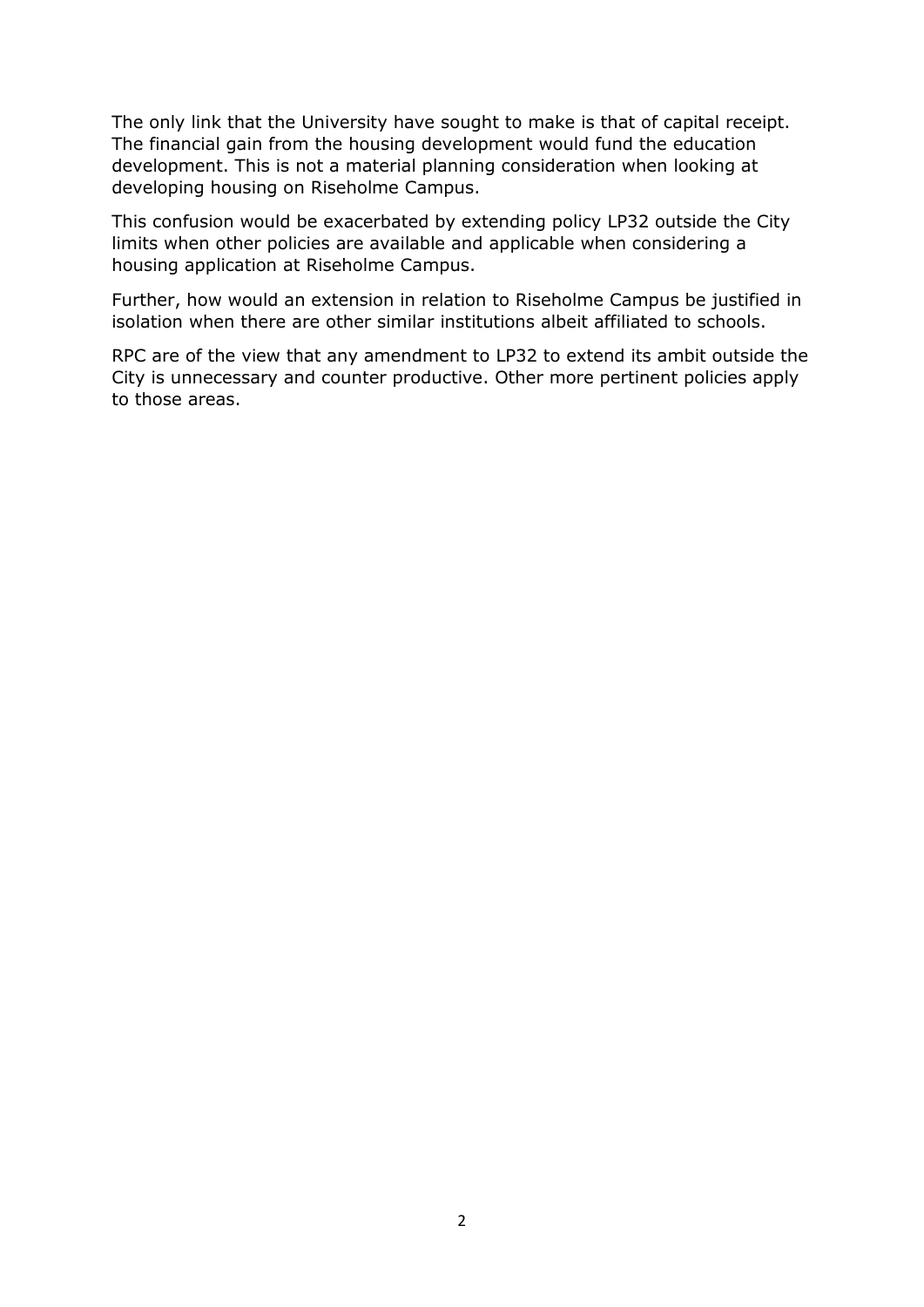The only link that the University have sought to make is that of capital receipt. The financial gain from the housing development would fund the education development. This is not a material planning consideration when looking at developing housing on Riseholme Campus.

This confusion would be exacerbated by extending policy LP32 outside the City limits when other policies are available and applicable when considering a housing application at Riseholme Campus.

Further, how would an extension in relation to Riseholme Campus be justified in isolation when there are other similar institutions albeit affiliated to schools.

RPC are of the view that any amendment to LP32 to extend its ambit outside the City is unnecessary and counter productive. Other more pertinent policies apply to those areas.